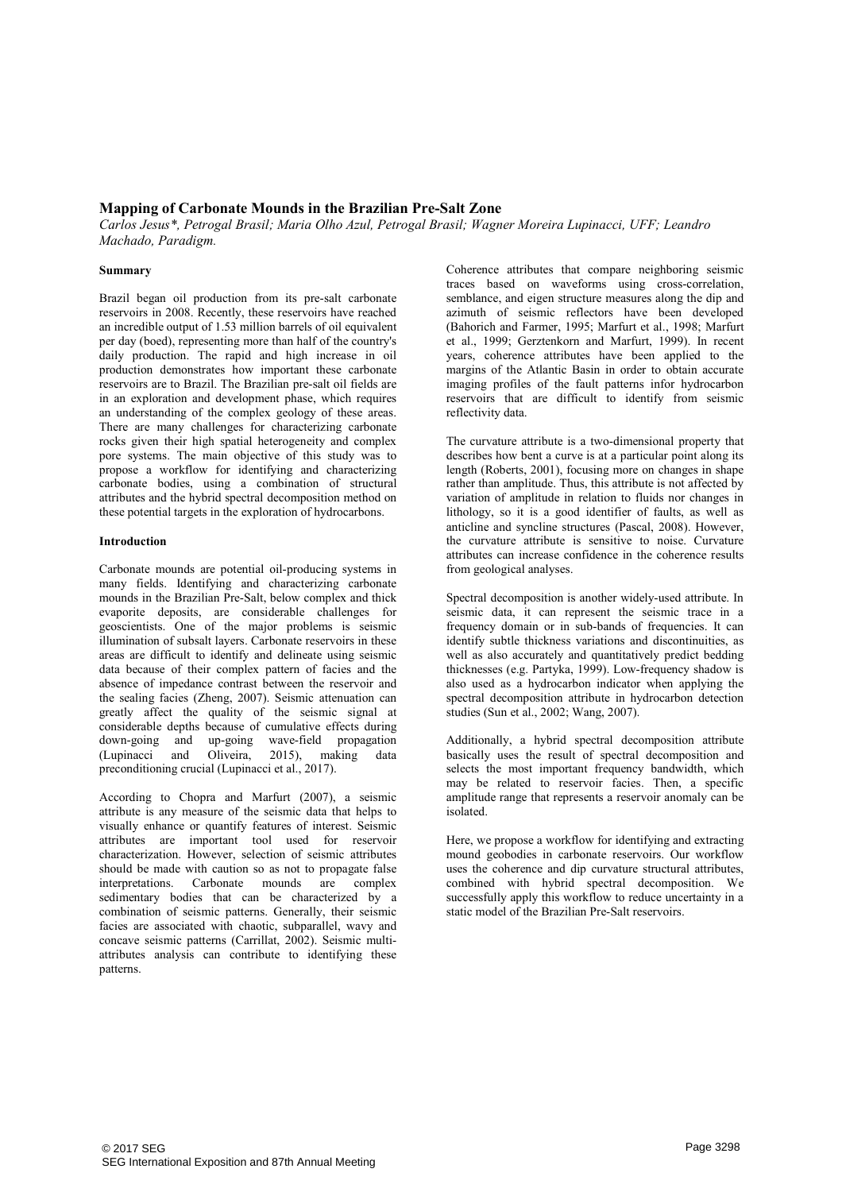# Mapping of Carbonate Mounds in the Brazilian Pre-Salt Zone

*Carlos Jesus\*, Petrogal Brasil; Maria Olho Azul, Petrogal Brasil; Wagner Moreira Lupinacci, UFF; Leandro Machado, Paradigm.*

## Summary

Brazil began oil production from its pre-salt carbonate reservoirs in 2008. Recently, these reservoirs have reached an incredible output of 1.53 million barrels of oil equivalent per day (boed), representing more than half of the country's daily production. The rapid and high increase in oil production demonstrates how important these carbonate reservoirs are to Brazil. The Brazilian pre-salt oil fields are in an exploration and development phase, which requires an understanding of the complex geology of these areas. There are many challenges for characterizing carbonate rocks given their high spatial heterogeneity and complex pore systems. The main objective of this study was to propose a workflow for identifying and characterizing carbonate bodies, using a combination of structural attributes and the hybrid spectral decomposition method on these potential targets in the exploration of hydrocarbons.

## Introduction

Carbonate mounds are potential oil-producing systems in many fields. Identifying and characterizing carbonate mounds in the Brazilian Pre-Salt, below complex and thick evaporite deposits, are considerable challenges for geoscientists. One of the major problems is seismic illumination of subsalt layers. Carbonate reservoirs in these areas are difficult to identify and delineate using seismic data because of their complex pattern of facies and the absence of impedance contrast between the reservoir and the sealing facies (Zheng, 2007). Seismic attenuation can greatly affect the quality of the seismic signal at considerable depths because of cumulative effects during down-going and up-going wave-field propagation (Lupinacci and Oliveira, 2015), making data preconditioning crucial (Lupinacci et al., 2017).

According to Chopra and Marfurt (2007), a seismic attribute is any measure of the seismic data that helps to visually enhance or quantify features of interest. Seismic attributes are important tool used for reservoir characterization. However, selection of seismic attributes should be made with caution so as not to propagate false interpretations. Carbonate mounds are complex sedimentary bodies that can be characterized by a combination of seismic patterns. Generally, their seismic facies are associated with chaotic, subparallel, wavy and concave seismic patterns (Carrillat, 2002). Seismic multi-attributes analysis can contribute to identifying these patterns.

Coherence attributes that compare neighboring seismic traces based on waveforms using cross-correlation, semblance, and eigen structure measures along the dip and azimuth of seismic reflectors have been developed (Bahorich and Farmer, 1995; Marfurt et al., 1998; Marfurt et al., 1999; Gerztenkorn and Marfurt, 1999). In recent years, coherence attributes have been applied to the margins of the Atlantic Basin in order to obtain accurate imaging profiles of the fault patterns infor hydrocarbon reservoirs that are difficult to identify from seismic reflectivity data.

The curvature attribute is a two-dimensional property that describes how bent a curve is at a particular point along its length (Roberts, 2001), focusing more on changes in shape rather than amplitude. Thus, this attribute is not affected by variation of amplitude in relation to fluids nor changes in lithology, so it is a good identifier of faults, as well as anticline and syncline structures (Pascal, 2008). However, the curvature attribute is sensitive to noise. Curvature attributes can increase confidence in the coherence results from geological analyses.

Spectral decomposition is another widely-used attribute. In seismic data, it can represent the seismic trace in a frequency domain or in sub-bands of frequencies. It can identify subtle thickness variations and discontinuities, as well as also accurately and quantitatively predict bedding thicknesses (e.g. Partyka, 1999). Low-frequency shadow is also used as a hydrocarbon indicator when applying the spectral decomposition attribute in hydrocarbon detection studies (Sun et al., 2002; Wang, 2007).

Additionally, a hybrid spectral decomposition attribute basically uses the result of spectral decomposition and selects the most important frequency bandwidth, which may be related to reservoir facies. Then, a specific amplitude range that represents a reservoir anomaly can be isolated.

Here, we propose a workflow for identifying and extracting mound geobodies in carbonate reservoirs. Our workflow uses the coherence and dip curvature structural attributes, combined with hybrid spectral decomposition. We successfully apply this workflow to reduce uncertainty in a static model of the Brazilian Pre-Salt reservoirs.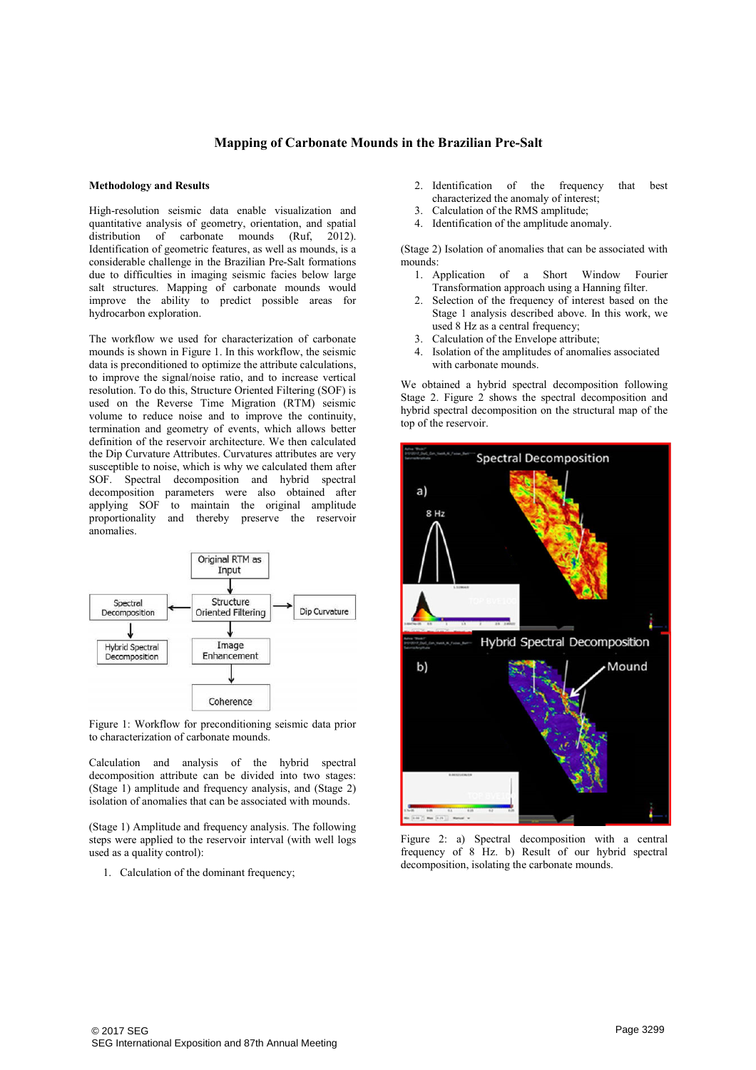# Mapping of Carbonate Mounds in the Brazilian Pre-Salt

### Methodology and Results

High-resolution seismic data enable visualization and quantitative analysis of geometry, orientation, and spatial distribution of carbonate mounds (Ruf, 2012). Identification of geometric features, as well as mounds, is a considerable challenge in the Brazilian Pre-Salt formations due to difficulties in imaging seismic facies below large salt structures. Mapping of carbonate mounds would improve the ability to predict possible areas for hydrocarbon exploration.

The workflow we used for characterization of carbonate mounds is shown in Figure 1. In this workflow, the seismic data is preconditioned to optimize the attribute calculations, to improve the signal/noise ratio, and to increase vertical resolution. To do this, Structure Oriented Filtering (SOF) is used on the Reverse Time Migration (RTM) seismic volume to reduce noise and to improve the continuity, termination and geometry of events, which allows better definition of the reservoir architecture. We then calculated the Dip Curvature Attributes. Curvatures attributes are very susceptible to noise, which is why we calculated them after SOF. Spectral decomposition and hybrid spectral decomposition parameters were also obtained after applying SOF to maintain the original amplitude proportionality and thereby preserve the reservoir anomalies.

Figure 1: Workflow for preconditioning seismic data prior to characterization of carbonate mounds.

Calculation and analysis of the hybrid spectral decomposition attribute can be divided into two stages: (Stage 1) amplitude and frequency analysis, and (Stage 2) isolation of anomalies that can be associated with mounds.

(Stage 1) Amplitude and frequency analysis. The following steps were applied to the reservoir interval (with well logs used as a quality control):

1. Calculation of the dominant frequency;
2. Identification of the frequency that best characterized the anomaly of interest;
3. Calculation of the RMS amplitude;
4. Identification of the amplitude anomaly.

(Stage 2) Isolation of anomalies that can be associated with mounds:

1. Application of a Short Window Fourier Transformation approach using a Hanning filter.
2. Selection of the frequency of interest based on the Stage 1 analysis described above. In this work, we used 8 Hz as a central frequency;
3. Calculation of the Envelope attribute;
4. Isolation of the amplitudes of anomalies associated with carbonate mounds.

We obtained a hybrid spectral decomposition following Stage 2. Figure 2 shows the spectral decomposition and hybrid spectral decomposition on the structural map of the top of the reservoir.

Figure 2: a) Spectral decomposition with a central frequency of 8 Hz. b) Result of our hybrid spectral decomposition, isolating the carbonate mounds.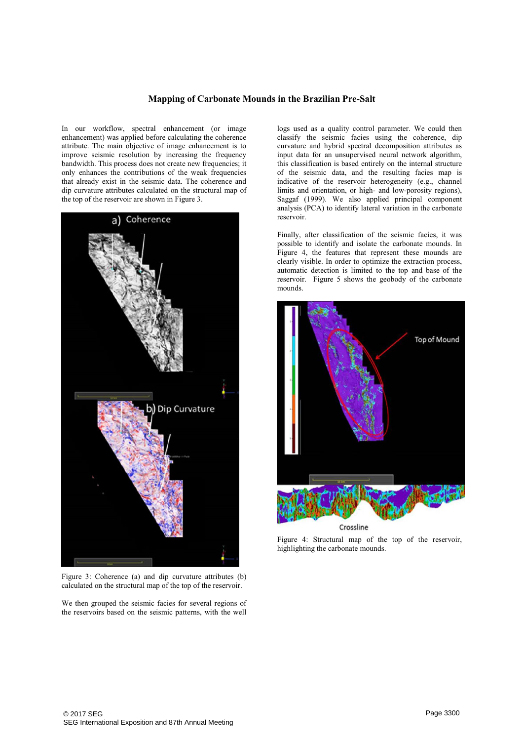In our workflow, spectral enhancement (or image enhancement) was applied before calculating the coherence attribute. The main objective of image enhancement is to improve seismic resolution by increasing the frequency bandwidth. This process does not create new frequencies; it only enhances the contributions of the weak frequencies that already exist in the seismic data. The coherence and dip curvature attributes calculated on the structural map of the top of the reservoir are shown in Figure 3.

Figure 3: Coherence (a) and dip curvature attributes (b) calculated on the structural map of the top of the reservoir.

We then grouped the seismic facies for several regions of the reservoirs based on the seismic patterns, with the well logs used as a quality control parameter. We could then classify the seismic facies using the coherence, dip curvature and hybrid spectral decomposition attributes as input data for an unsupervised neural network algorithm, this classification is based entirely on the internal structure of the seismic data, and the resulting facies map is indicative of the reservoir heterogeneity (e.g., channel limits and orientation, or high- and low-porosity regions), Saggaf (1999). We also applied principal component analysis (PCA) to identify lateral variation in the carbonate reservoir.

Finally, after classification of the seismic facies, it was possible to identify and isolate the carbonate mounds. In Figure 4, the features that represent these mounds are clearly visible. In order to optimize the extraction process, automatic detection is limited to the top and base of the reservoir. Figure 5 shows the geobody of the carbonate mounds.

Figure 4: Structural map of the top of the reservoir, highlighting the carbonate mounds.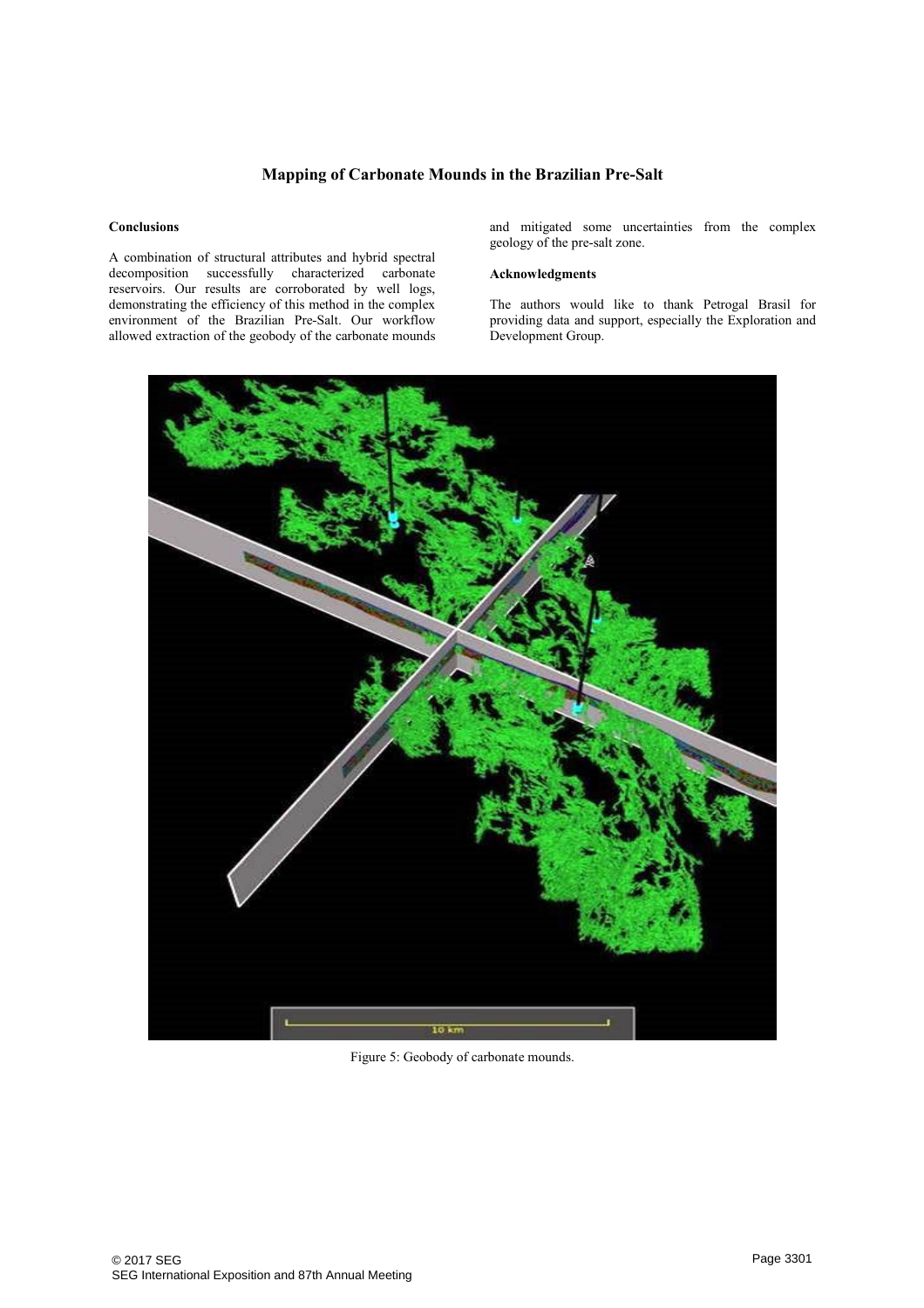## Conclusions

A combination of structural attributes and hybrid spectral decomposition successfully characterized carbonate reservoirs. Our results are corroborated by well logs, demonstrating the efficiency of this method in the complex environment of the Brazilian Pre-Salt. Our workflow allowed extraction of the geobody of the carbonate mounds and mitigated some uncertainties from the complex geology of the pre-salt zone.

## Acknowledgments

The authors would like to thank Petrogal Brasil for providing data and support, especially the Exploration and Development Group.

Figure 5: Geobody of carbonate mounds.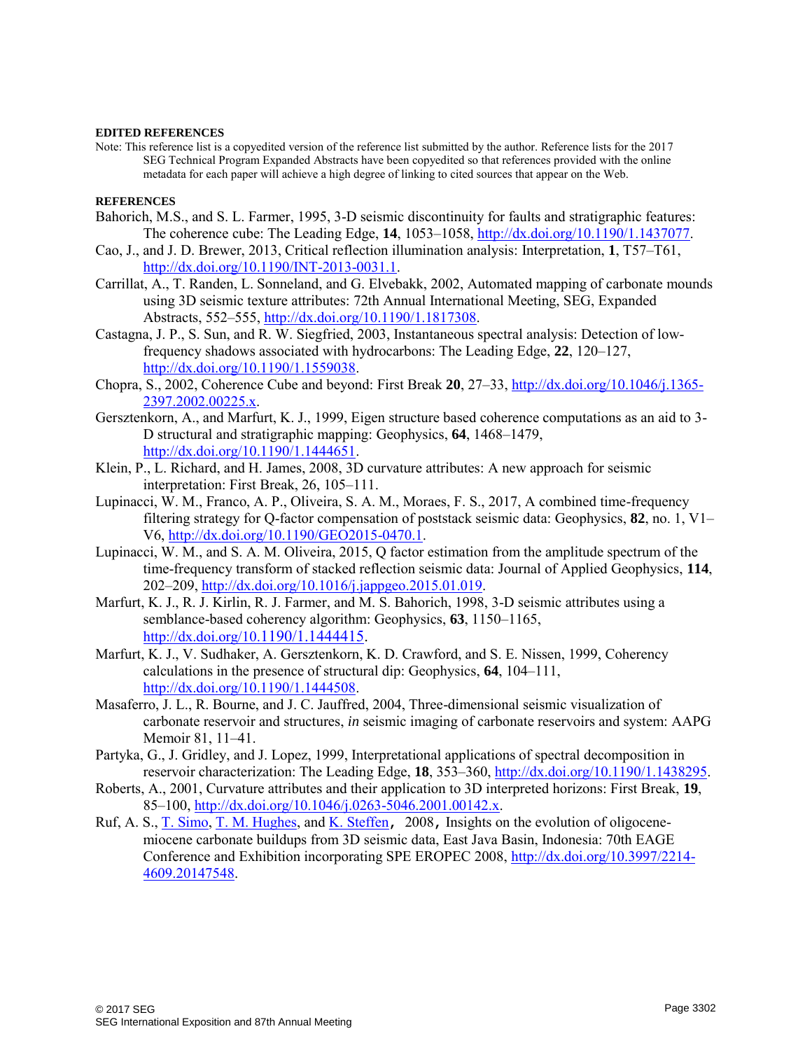**EDITED REFERENCES**

Note: This reference list is a copyedited version of the reference list submitted by the author. Reference lists for the 2017 SEG Technical Program Expanded Abstracts have been copyedited so that references provided with the online metadata for each paper will achieve a high degree of linking to cited sources that appear on the Web.

**REFERENCES**

Bahorich, M.S., and S. L. Farmer, 1995, 3-D seismic discontinuity for faults and stratigraphic features: The coherence cube: The Leading Edge, **14**, 1053–1058, http://dx.doi.org/10.1190/1.1437077.

Cao, J., and J. D. Brewer, 2013, Critical reflection illumination analysis: Interpretation, **1**, T57–T61, http://dx.doi.org/10.1190/INT-2013-0031.1.

Carrillat, A., T. Randen, L. Sonneland, and G. Elvebakk, 2002, Automated mapping of carbonate mounds using 3D seismic texture attributes: 72th Annual International Meeting, SEG, Expanded Abstracts, 552–555, http://dx.doi.org/10.1190/1.1817308.

Castagna, J. P., S. Sun, and R. W. Siegfried, 2003, Instantaneous spectral analysis: Detection of low-frequency shadows associated with hydrocarbons: The Leading Edge, **22**, 120–127, http://dx.doi.org/10.1190/1.1559038.

Chopra, S., 2002, Coherence Cube and beyond: First Break **20**, 27–33, http://dx.doi.org/10.1046/j.1365-2397.2002.00225.x.

Gersztenkorn, A., and Marfurt, K. J., 1999, Eigen structure based coherence computations as an aid to 3-D structural and stratigraphic mapping: Geophysics, **64**, 1468–1479, http://dx.doi.org/10.1190/1.1444651.

Klein, P., L. Richard, and H. James, 2008, 3D curvature attributes: A new approach for seismic interpretation: First Break, 26, 105–111.

Lupinacci, W. M., Franco, A. P., Oliveira, S. A. M., Moraes, F. S., 2017, A combined time-frequency filtering strategy for Q-factor compensation of poststack seismic data: Geophysics, **82**, no. 1, V1–V6, http://dx.doi.org/10.1190/GEO2015-0470.1.

Lupinacci, W. M., and S. A. M. Oliveira, 2015, Q factor estimation from the amplitude spectrum of the time-frequency transform of stacked reflection seismic data: Journal of Applied Geophysics, **114**, 202–209, http://dx.doi.org/10.1016/j.jappgeo.2015.01.019.

Marfurt, K. J., R. J. Kirlin, R. J. Farmer, and M. S. Bahorich, 1998, 3-D seismic attributes using a semblance-based coherency algorithm: Geophysics, **63**, 1150–1165, http://dx.doi.org/10.1190/1.1444415.

Marfurt, K. J., V. Sudhaker, A. Gersztenkorn, K. D. Crawford, and S. E. Nissen, 1999, Coherency calculations in the presence of structural dip: Geophysics, **64**, 104–111, http://dx.doi.org/10.1190/1.1444508.

Masaferro, J. L., R. Bourne, and J. C. Jauffred, 2004, Three-dimensional seismic visualization of carbonate reservoir and structures, *in* seismic imaging of carbonate reservoirs and system: AAPG Memoir 81, 11–41.

Partyka, G., J. Gridley, and J. Lopez, 1999, Interpretational applications of spectral decomposition in reservoir characterization: The Leading Edge, **18**, 353–360, http://dx.doi.org/10.1190/1.1438295.

Roberts, A., 2001, Curvature attributes and their application to 3D interpreted horizons: First Break, **19**, 85–100, http://dx.doi.org/10.1046/j.0263-5046.2001.00142.x.

Ruf, A. S., T. Simo, T. M. Hughes, and K. Steffen, 2008, Insights on the evolution of oligocene-miocene carbonate buildups from 3D seismic data, East Java Basin, Indonesia: 70th EAGE Conference and Exhibition incorporating SPE EROPEC 2008, http://dx.doi.org/10.3997/2214-4609.20147548.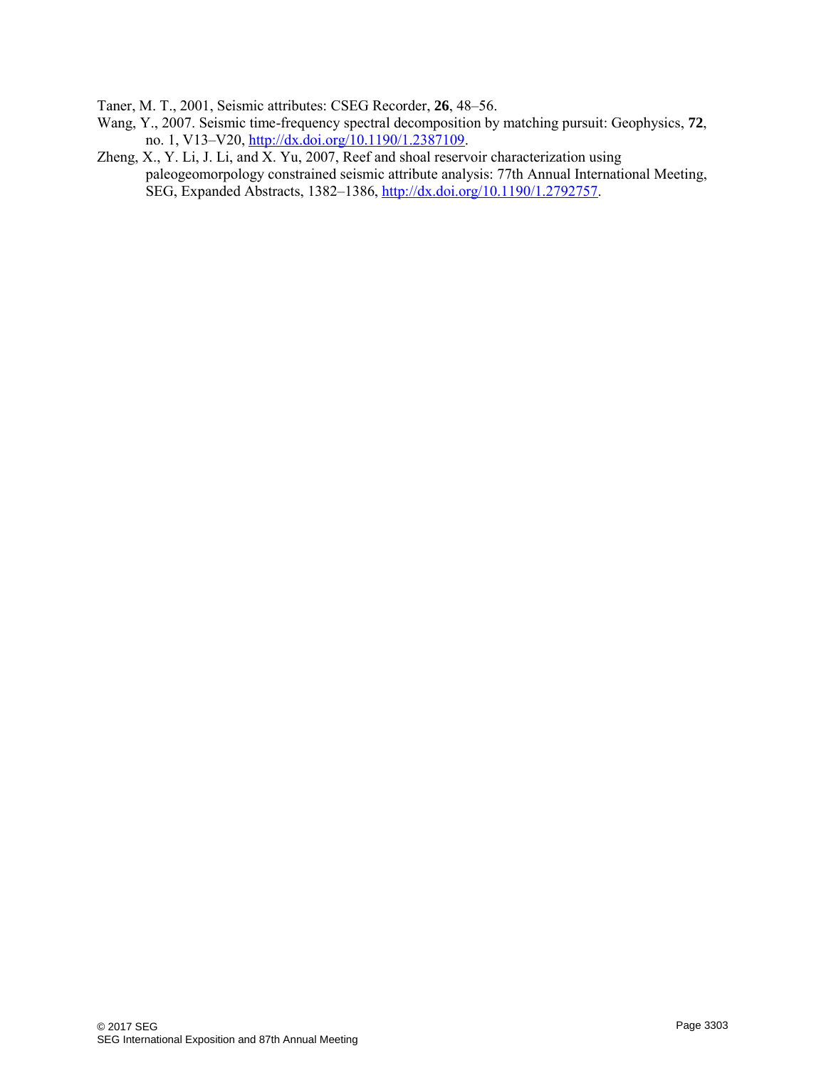Taner, M. T., 2001, Seismic attributes: CSEG Recorder, **26**, 48–56.

Wang, Y., 2007. Seismic time-frequency spectral decomposition by matching pursuit: Geophysics, **72**, no. 1, V13–V20, http://dx.doi.org/10.1190/1.2387109.

Zheng, X., Y. Li, J. Li, and X. Yu, 2007, Reef and shoal reservoir characterization using paleogeomorpology constrained seismic attribute analysis: 77th Annual International Meeting, SEG, Expanded Abstracts, 1382–1386, http://dx.doi.org/10.1190/1.2792757.